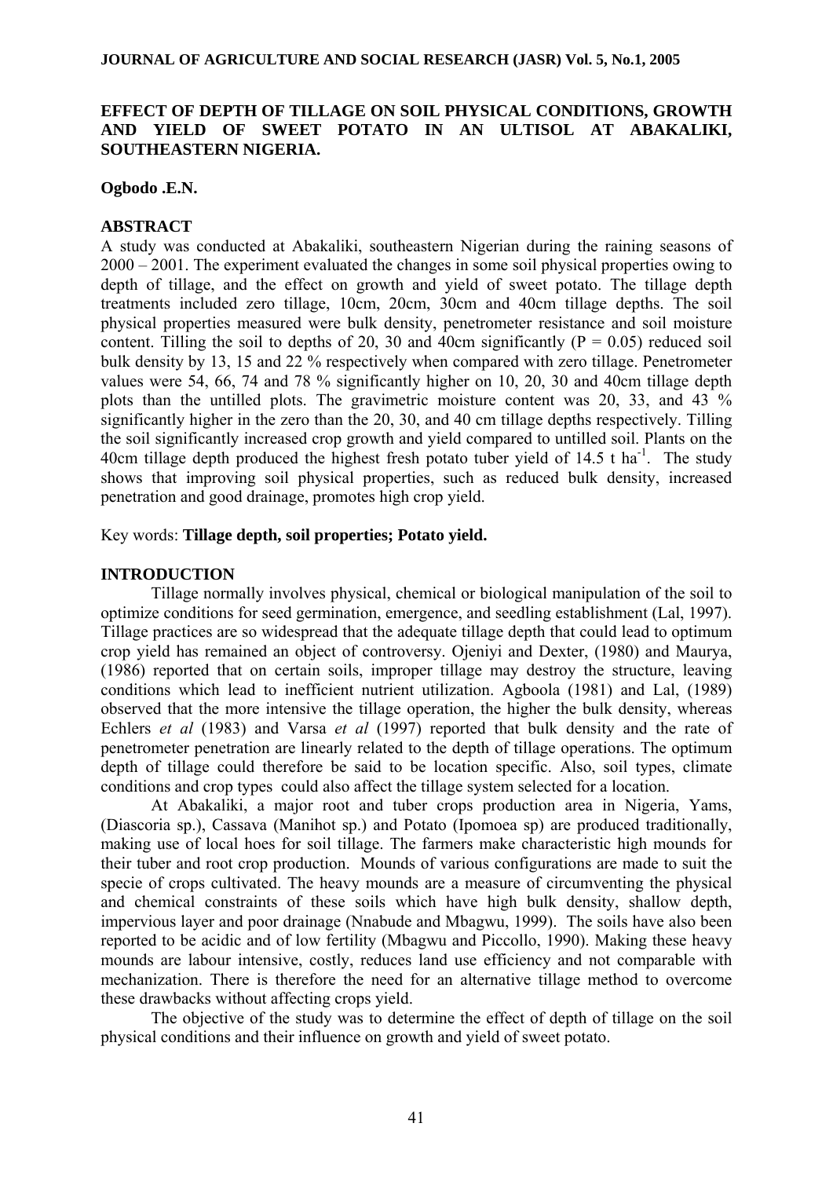# EFFECT OF DEPTH OF TILLAGE ON SOIL PHYSICAL CONDITIONS, GROWTH AND YIELD OF SWEET POTATO IN AN ULTISOL AT ABAKALIKI, SOUTHEASTERN NIGERIA.

**Ogbodo .E.N.**

## ABSTRACT

A study was conducted at Abakaliki, southeastern Nigerian during the raining seasons of 2000 – 2001. The experiment evaluated the changes in some soil physical properties owing to depth of tillage, and the effect on growth and yield of sweet potato. The tillage depth treatments included zero tillage, 10cm, 20cm, 30cm and 40cm tillage depths. The soil physical properties measured were bulk density, penetrometer resistance and soil moisture content. Tilling the soil to depths of 20, 30 and 40cm significantly ($P = 0.05$) reduced soil bulk density by 13, 15 and 22 % respectively when compared with zero tillage. Penetrometer values were 54, 66, 74 and 78 % significantly higher on 10, 20, 30 and 40cm tillage depth plots than the untilled plots. The gravimetric moisture content was 20, 33, and 43 % significantly higher in the zero than the 20, 30, and 40 cm tillage depths respectively. Tilling the soil significantly increased crop growth and yield compared to untilled soil. Plants on the 40cm tillage depth produced the highest fresh potato tuber yield of 14.5 t ha$^{-1}$. The study shows that improving soil physical properties, such as reduced bulk density, increased penetration and good drainage, promotes high crop yield.

Key words: **Tillage depth, soil properties; Potato yield.**

## INTRODUCTION

Tillage normally involves physical, chemical or biological manipulation of the soil to optimize conditions for seed germination, emergence, and seedling establishment (Lal, 1997). Tillage practices are so widespread that the adequate tillage depth that could lead to optimum crop yield has remained an object of controversy. Ojeniyi and Dexter, (1980) and Maurya, (1986) reported that on certain soils, improper tillage may destroy the structure, leaving conditions which lead to inefficient nutrient utilization. Agboola (1981) and Lal, (1989) observed that the more intensive the tillage operation, the higher the bulk density, whereas Echlers *et al* (1983) and Varsa *et al* (1997) reported that bulk density and the rate of penetrometer penetration are linearly related to the depth of tillage operations. The optimum depth of tillage could therefore be said to be location specific. Also, soil types, climate conditions and crop types could also affect the tillage system selected for a location.

At Abakaliki, a major root and tuber crops production area in Nigeria, Yams, (Diascoria sp.), Cassava (Manihot sp.) and Potato (Ipomoea sp) are produced traditionally, making use of local hoes for soil tillage. The farmers make characteristic high mounds for their tuber and root crop production. Mounds of various configurations are made to suit the specie of crops cultivated. The heavy mounds are a measure of circumventing the physical and chemical constraints of these soils which have high bulk density, shallow depth, impervious layer and poor drainage (Nnabude and Mbagwu, 1999). The soils have also been reported to be acidic and of low fertility (Mbagwu and Piccollo, 1990). Making these heavy mounds are labour intensive, costly, reduces land use efficiency and not comparable with mechanization. There is therefore the need for an alternative tillage method to overcome these drawbacks without affecting crops yield.

The objective of the study was to determine the effect of depth of tillage on the soil physical conditions and their influence on growth and yield of sweet potato.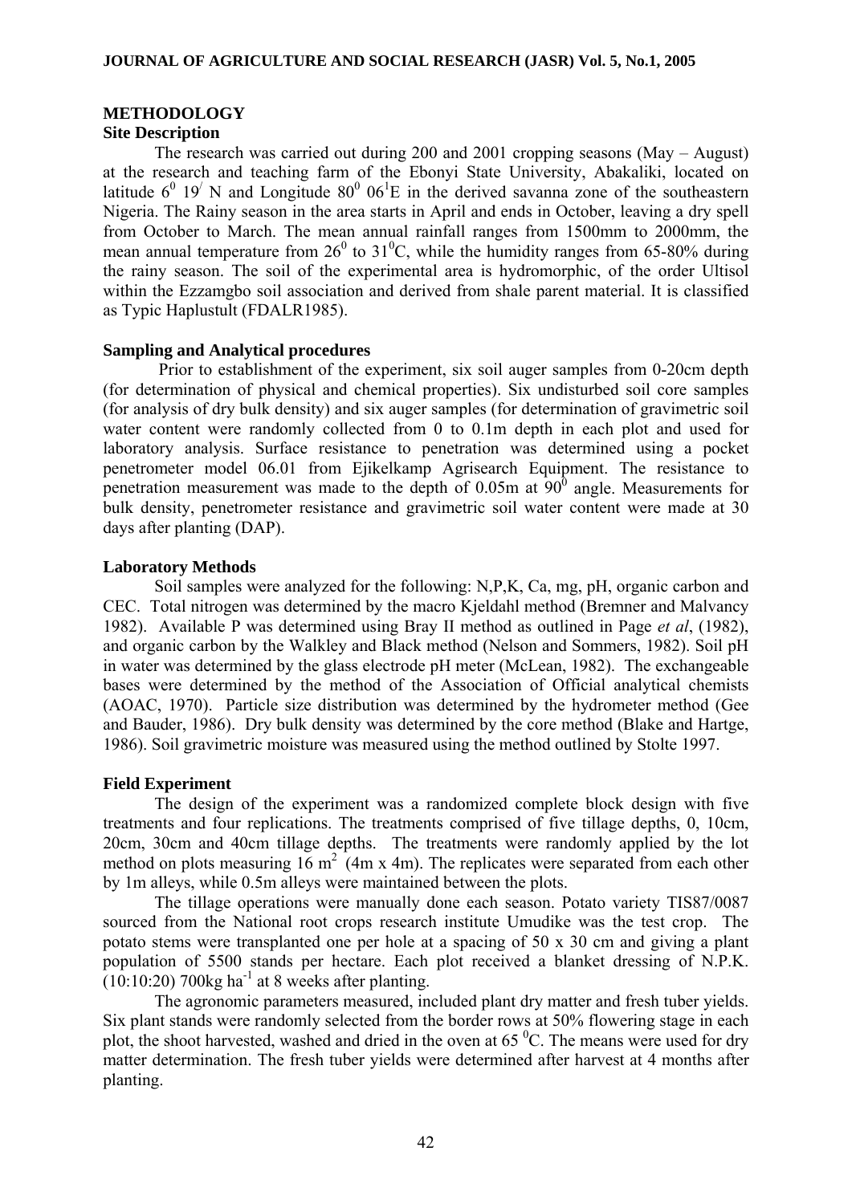## METHODOLOGY

### Site Description

The research was carried out during 200 and 2001 cropping seasons (May – August) at the research and teaching farm of the Ebonyi State University, Abakaliki, located on latitude $6^0$ $19^/$ N and Longitude $80^0$ $06^1$E in the derived savanna zone of the southeastern Nigeria. The Rainy season in the area starts in April and ends in October, leaving a dry spell from October to March. The mean annual rainfall ranges from 1500mm to 2000mm, the mean annual temperature from $26^0$ to $31^0$C, while the humidity ranges from 65-80% during the rainy season. The soil of the experimental area is hydromorphic, of the order Ultisol within the Ezzamgbo soil association and derived from shale parent material. It is classified as Typic Haplustult (FDALR1985).

### Sampling and Analytical procedures

Prior to establishment of the experiment, six soil auger samples from 0-20cm depth (for determination of physical and chemical properties). Six undisturbed soil core samples (for analysis of dry bulk density) and six auger samples (for determination of gravimetric soil water content were randomly collected from 0 to 0.1m depth in each plot and used for laboratory analysis. Surface resistance to penetration was determined using a pocket penetrometer model 06.01 from Ejikelkamp Agrisearch Equipment. The resistance to penetration measurement was made to the depth of 0.05m at $90^0$ angle. Measurements for bulk density, penetrometer resistance and gravimetric soil water content were made at 30 days after planting (DAP).

### Laboratory Methods

Soil samples were analyzed for the following: N,P,K, Ca, mg, pH, organic carbon and CEC. Total nitrogen was determined by the macro Kjeldahl method (Bremner and Malvancy 1982). Available P was determined using Bray II method as outlined in Page *et al*, (1982), and organic carbon by the Walkley and Black method (Nelson and Sommers, 1982). Soil pH in water was determined by the glass electrode pH meter (McLean, 1982). The exchangeable bases were determined by the method of the Association of Official analytical chemists (AOAC, 1970). Particle size distribution was determined by the hydrometer method (Gee and Bauder, 1986). Dry bulk density was determined by the core method (Blake and Hartge, 1986). Soil gravimetric moisture was measured using the method outlined by Stolte 1997.

### Field Experiment

The design of the experiment was a randomized complete block design with five treatments and four replications. The treatments comprised of five tillage depths, 0, 10cm, 20cm, 30cm and 40cm tillage depths. The treatments were randomly applied by the lot method on plots measuring 16 $m^2$ (4m x 4m). The replicates were separated from each other by 1m alleys, while 0.5m alleys were maintained between the plots.

The tillage operations were manually done each season. Potato variety TIS87/0087 sourced from the National root crops research institute Umudike was the test crop. The potato stems were transplanted one per hole at a spacing of 50 x 30 cm and giving a plant population of 5500 stands per hectare. Each plot received a blanket dressing of N.P.K. (10:10:20) 700kg $ha^{-1}$ at 8 weeks after planting.

The agronomic parameters measured, included plant dry matter and fresh tuber yields. Six plant stands were randomly selected from the border rows at 50% flowering stage in each plot, the shoot harvested, washed and dried in the oven at 65 $^0$C. The means were used for dry matter determination. The fresh tuber yields were determined after harvest at 4 months after planting.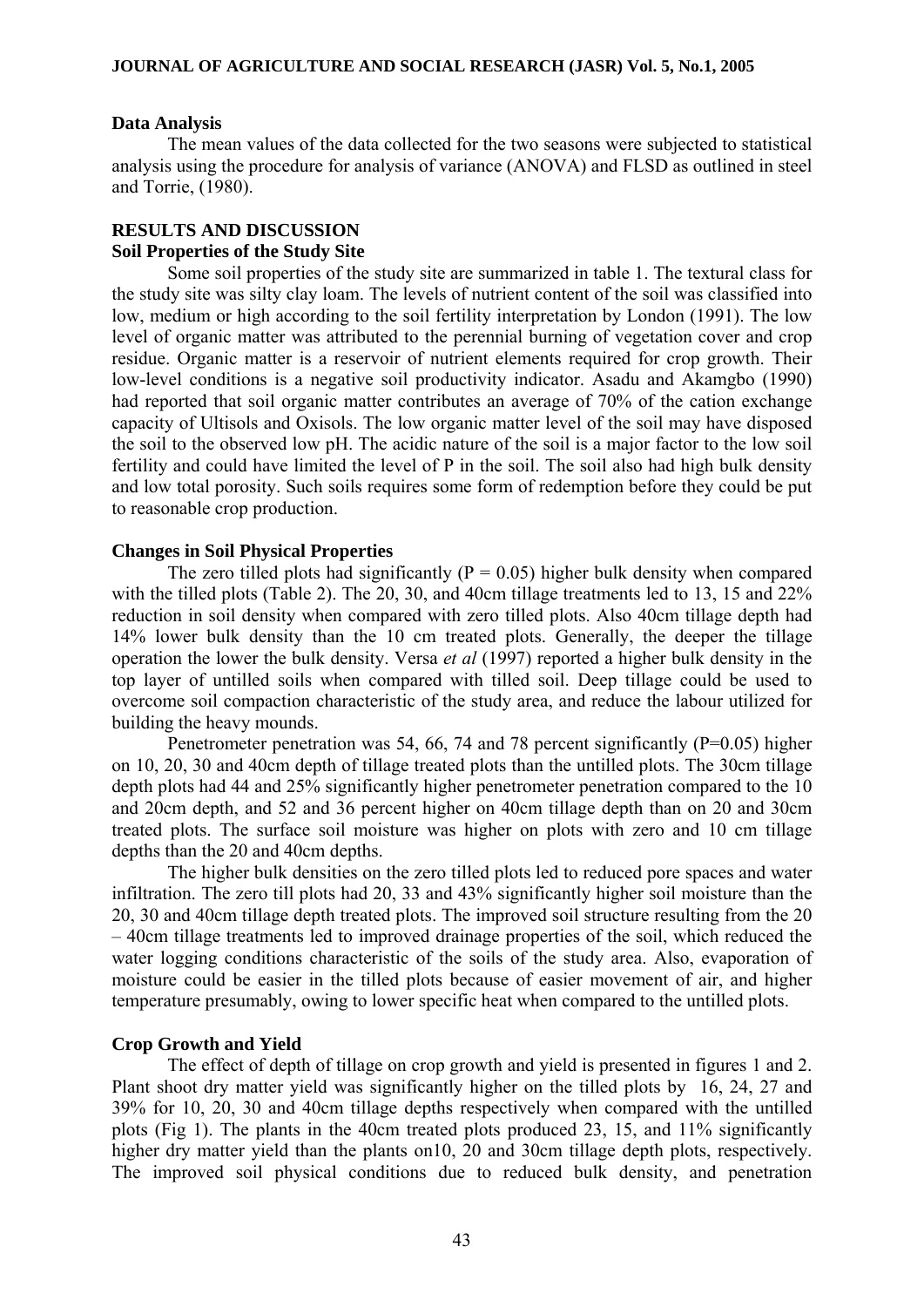### Data Analysis

The mean values of the data collected for the two seasons were subjected to statistical analysis using the procedure for analysis of variance (ANOVA) and FLSD as outlined in steel and Torrie, (1980).

## RESULTS AND DISCUSSION

### Soil Properties of the Study Site

Some soil properties of the study site are summarized in table 1. The textural class for the study site was silty clay loam. The levels of nutrient content of the soil was classified into low, medium or high according to the soil fertility interpretation by London (1991). The low level of organic matter was attributed to the perennial burning of vegetation cover and crop residue. Organic matter is a reservoir of nutrient elements required for crop growth. Their low-level conditions is a negative soil productivity indicator. Asadu and Akamgbo (1990) had reported that soil organic matter contributes an average of 70% of the cation exchange capacity of Ultisols and Oxisols. The low organic matter level of the soil may have disposed the soil to the observed low pH. The acidic nature of the soil is a major factor to the low soil fertility and could have limited the level of P in the soil. The soil also had high bulk density and low total porosity. Such soils requires some form of redemption before they could be put to reasonable crop production.

### Changes in Soil Physical Properties

The zero tilled plots had significantly ($P = 0.05$) higher bulk density when compared with the tilled plots (Table 2). The 20, 30, and 40cm tillage treatments led to 13, 15 and 22% reduction in soil density when compared with zero tilled plots. Also 40cm tillage depth had 14% lower bulk density than the 10 cm treated plots. Generally, the deeper the tillage operation the lower the bulk density. Versa *et al* (1997) reported a higher bulk density in the top layer of untilled soils when compared with tilled soil. Deep tillage could be used to overcome soil compaction characteristic of the study area, and reduce the labour utilized for building the heavy mounds.

Penetrometer penetration was 54, 66, 74 and 78 percent significantly ($P=0.05$) higher on 10, 20, 30 and 40cm depth of tillage treated plots than the untilled plots. The 30cm tillage depth plots had 44 and 25% significantly higher penetrometer penetration compared to the 10 and 20cm depth, and 52 and 36 percent higher on 40cm tillage depth than on 20 and 30cm treated plots. The surface soil moisture was higher on plots with zero and 10 cm tillage depths than the 20 and 40cm depths.

The higher bulk densities on the zero tilled plots led to reduced pore spaces and water infiltration. The zero till plots had 20, 33 and 43% significantly higher soil moisture than the 20, 30 and 40cm tillage depth treated plots. The improved soil structure resulting from the 20 – 40cm tillage treatments led to improved drainage properties of the soil, which reduced the water logging conditions characteristic of the soils of the study area. Also, evaporation of moisture could be easier in the tilled plots because of easier movement of air, and higher temperature presumably, owing to lower specific heat when compared to the untilled plots.

### Crop Growth and Yield

The effect of depth of tillage on crop growth and yield is presented in figures 1 and 2. Plant shoot dry matter yield was significantly higher on the tilled plots by 16, 24, 27 and 39% for 10, 20, 30 and 40cm tillage depths respectively when compared with the untilled plots (Fig 1). The plants in the 40cm treated plots produced 23, 15, and 11% significantly higher dry matter yield than the plants on10, 20 and 30cm tillage depth plots, respectively. The improved soil physical conditions due to reduced bulk density, and penetration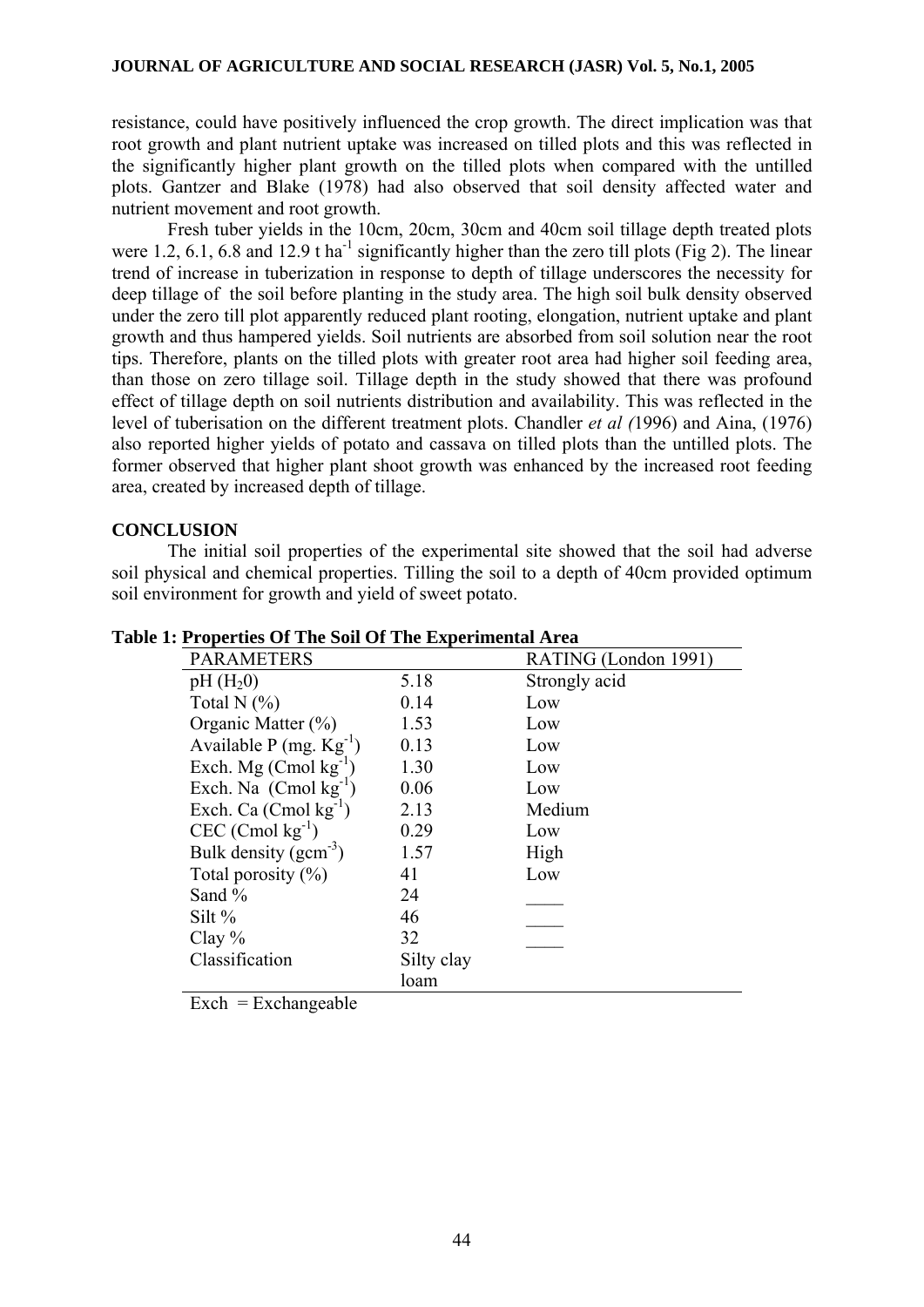resistance, could have positively influenced the crop growth. The direct implication was that root growth and plant nutrient uptake was increased on tilled plots and this was reflected in the significantly higher plant growth on the tilled plots when compared with the untilled plots. Gantzer and Blake (1978) had also observed that soil density affected water and nutrient movement and root growth.

Fresh tuber yields in the 10cm, 20cm, 30cm and 40cm soil tillage depth treated plots were 1.2, 6.1, 6.8 and 12.9 t $ha^{-1}$ significantly higher than the zero till plots (Fig 2). The linear trend of increase in tuberization in response to depth of tillage underscores the necessity for deep tillage of the soil before planting in the study area. The high soil bulk density observed under the zero till plot apparently reduced plant rooting, elongation, nutrient uptake and plant growth and thus hampered yields. Soil nutrients are absorbed from soil solution near the root tips. Therefore, plants on the tilled plots with greater root area had higher soil feeding area, than those on zero tillage soil. Tillage depth in the study showed that there was profound effect of tillage depth on soil nutrients distribution and availability. This was reflected in the level of tuberisation on the different treatment plots. Chandler *et al (*1996) and Aina, (1976) also reported higher yields of potato and cassava on tilled plots than the untilled plots. The former observed that higher plant shoot growth was enhanced by the increased root feeding area, created by increased depth of tillage.

## CONCLUSION

The initial soil properties of the experimental site showed that the soil had adverse soil physical and chemical properties. Tilling the soil to a depth of 40cm provided optimum soil environment for growth and yield of sweet potato.

**Table 1: Properties Of The Soil Of The Experimental Area**

| PARAMETERS | | RATING (London 1991) |
|---|---|---|
| pH ($H_2$0) | 5.18 | Strongly acid |
| Total N (%) | 0.14 | Low |
| Organic Matter (%) | 1.53 | Low |
| Available P (mg. $Kg^{-1}$) | 0.13 | Low |
| Exch. Mg (Cmol $kg^{-1}$) | 1.30 | Low |
| Exch. Na (Cmol $kg^{-1}$) | 0.06 | Low |
| Exch. Ca (Cmol $kg^{-1}$) | 2.13 | Medium |
| CEC (Cmol $kg^{-1}$) | 0.29 | Low |
| Bulk density ($gcm^{-3}$) | 1.57 | High |
| Total porosity (%) | 41 | Low |
| Sand % | 24 | ____ |
| Silt % | 46 | ____ |
| Clay % | 32 | ____ |
| Classification | Silty clay loam | |

Exch = Exchangeable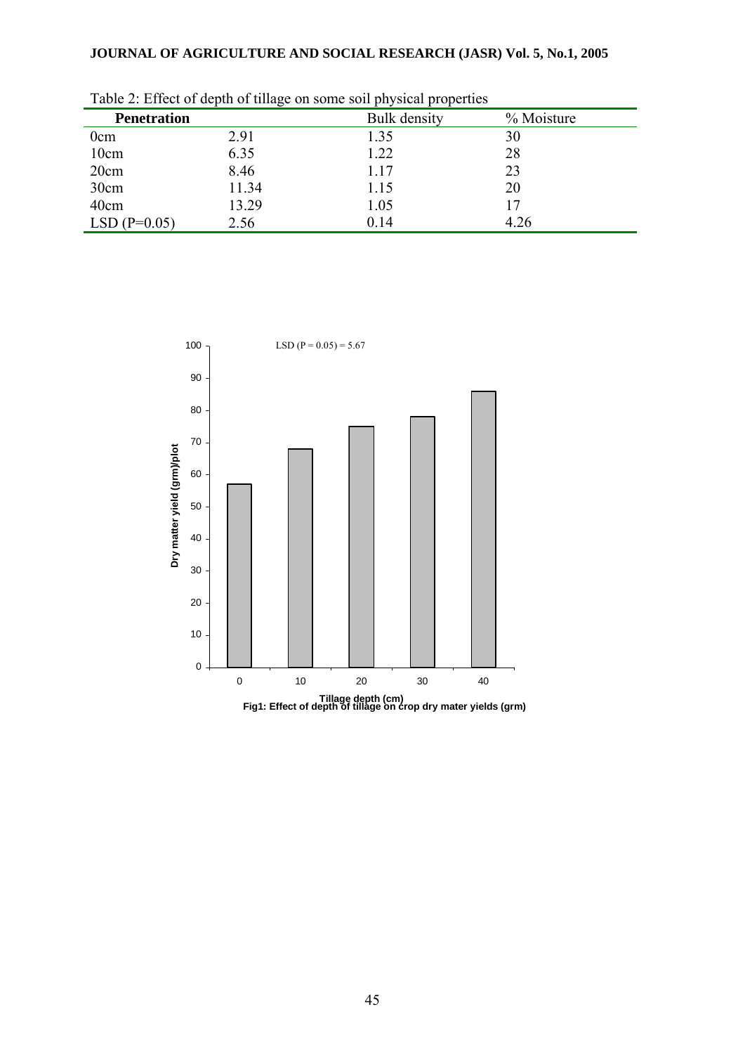Table 2: Effect of depth of tillage on some soil physical properties

| Penetration | | Bulk density | % Moisture |
|---|---|---|---|
| 0cm | 2.91 | 1.35 | 30 |
| 10cm | 6.35 | 1.22 | 28 |
| 20cm | 8.46 | 1.17 | 23 |
| 30cm | 11.34 | 1.15 | 20 |
| 40cm | 13.29 | 1.05 | 17 |
| LSD (P=0.05) | 2.56 | 0.14 | 4.26 |

LSD (P = 0.05) = 5.67

| Tillage depth (cm) | Dry matter yield (grm)/plot |
|---|---|
| 0 | 57 |
| 10 | 68 |
| 20 | 75 |
| 30 | 78 |
| 40 | 86 |

Fig1: Effect of depth of tillage on crop dry mater yields (grm)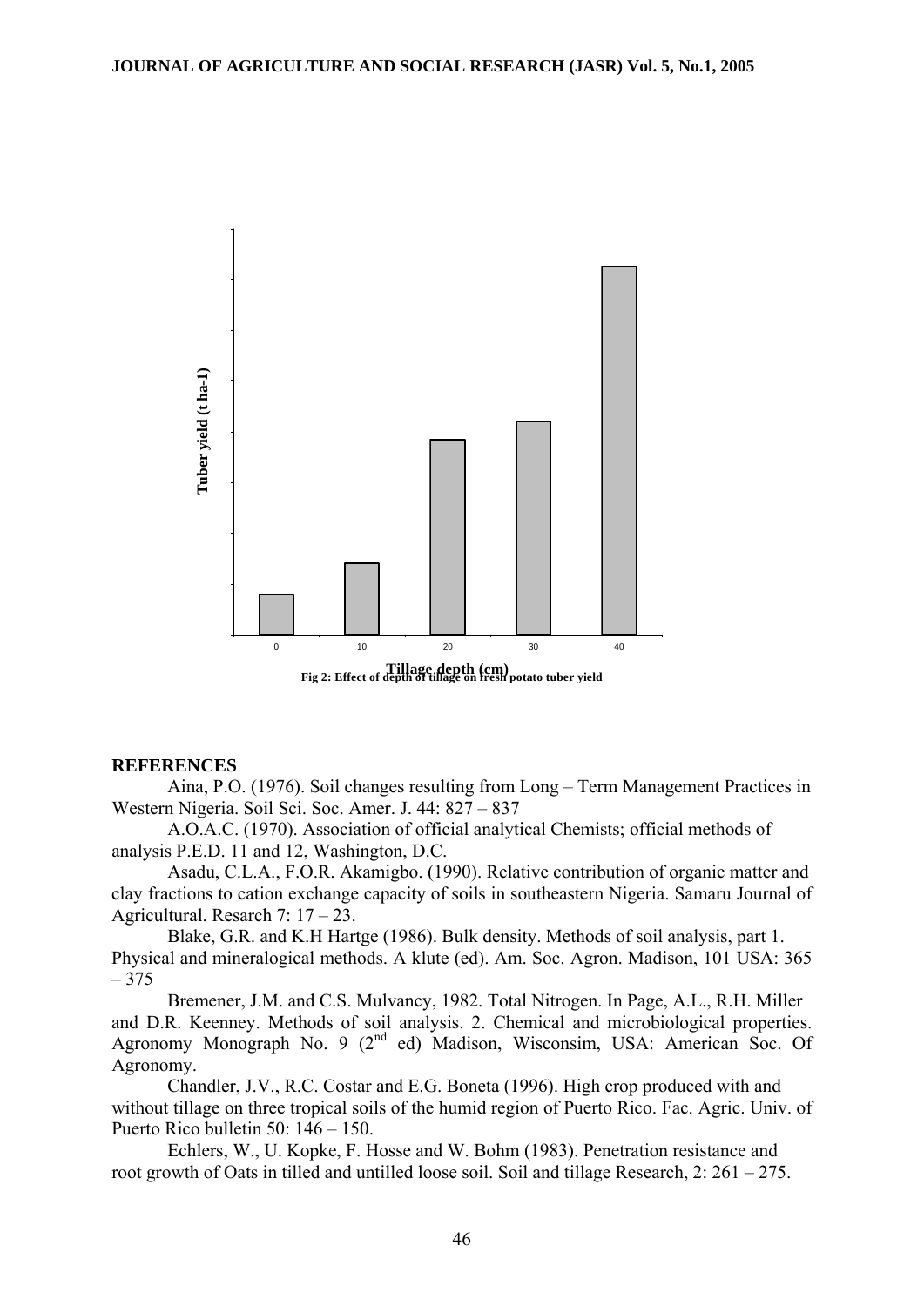Tuber yield (t ha-1)

0 10 20 30 40

Tillage depth (cm)

Fig 2: Effect of depth of tillage on fresh potato tuber yield

## REFERENCES

Aina, P.O. (1976). Soil changes resulting from Long – Term Management Practices in Western Nigeria. Soil Sci. Soc. Amer. J. 44: 827 – 837

A.O.A.C. (1970). Association of official analytical Chemists; official methods of analysis P.E.D. 11 and 12, Washington, D.C.

Asadu, C.L.A., F.O.R. Akamigbo. (1990). Relative contribution of organic matter and clay fractions to cation exchange capacity of soils in southeastern Nigeria. Samaru Journal of Agricultural. Resarch 7: 17 – 23.

Blake, G.R. and K.H Hartge (1986). Bulk density. Methods of soil analysis, part 1. Physical and mineralogical methods. A klute (ed). Am. Soc. Agron. Madison, 101 USA: 365 – 375

Bremener, J.M. and C.S. Mulvancy, 1982. Total Nitrogen. In Page, A.L., R.H. Miller and D.R. Keenney. Methods of soil analysis. 2. Chemical and microbiological properties. Agronomy Monograph No. 9 (2nd ed) Madison, Wisconsim, USA: American Soc. Of Agronomy.

Chandler, J.V., R.C. Costar and E.G. Boneta (1996). High crop produced with and without tillage on three tropical soils of the humid region of Puerto Rico. Fac. Agric. Univ. of Puerto Rico bulletin 50: 146 – 150.

Echlers, W., U. Kopke, F. Hosse and W. Bohm (1983). Penetration resistance and root growth of Oats in tilled and untilled loose soil. Soil and tillage Research, 2: 261 – 275.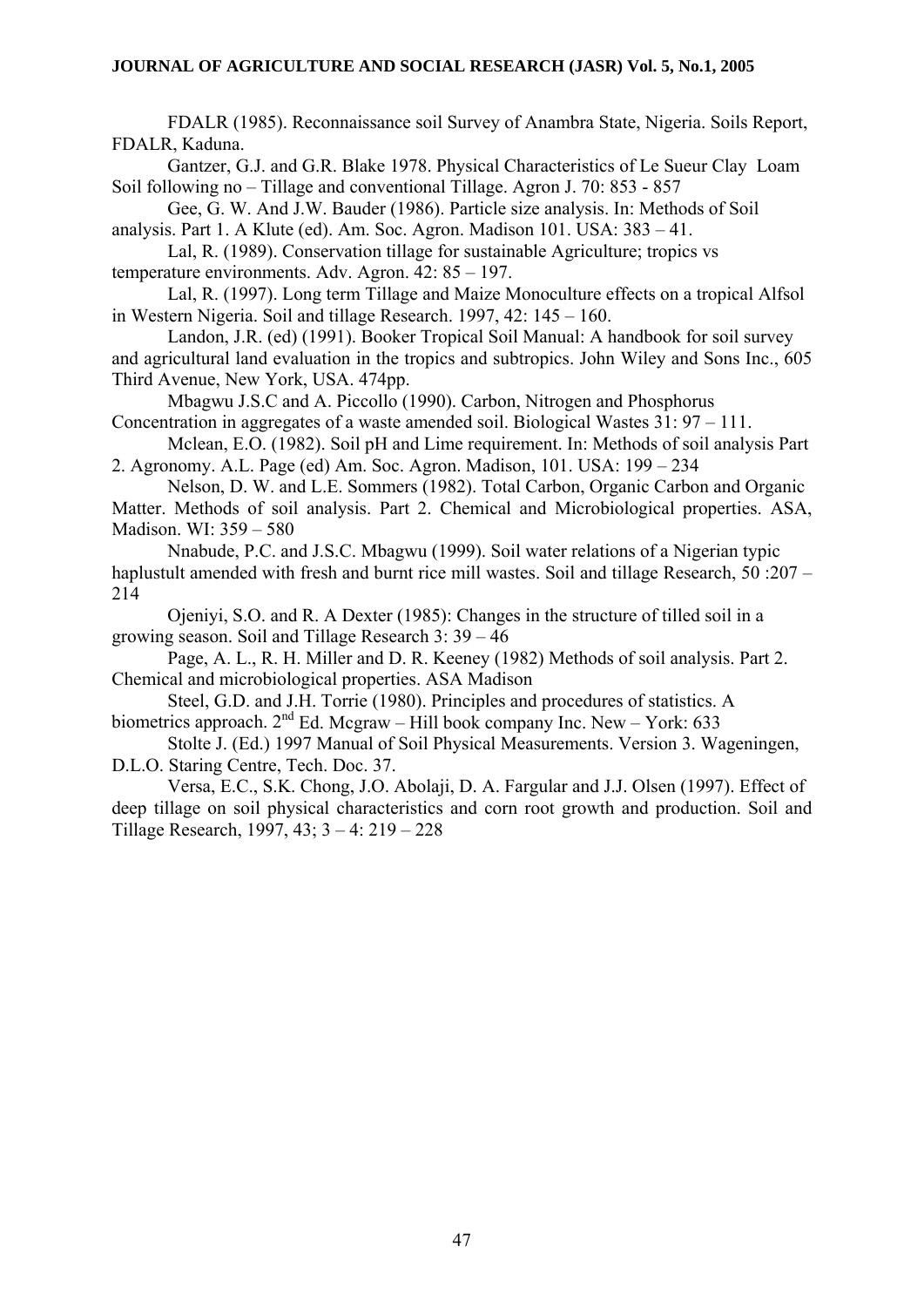FDALR (1985). Reconnaissance soil Survey of Anambra State, Nigeria. Soils Report, FDALR, Kaduna.

Gantzer, G.J. and G.R. Blake 1978. Physical Characteristics of Le Sueur Clay Loam Soil following no – Tillage and conventional Tillage. Agron J. 70: 853 - 857

Gee, G. W. And J.W. Bauder (1986). Particle size analysis. In: Methods of Soil analysis. Part 1. A Klute (ed). Am. Soc. Agron. Madison 101. USA: 383 – 41.

Lal, R. (1989). Conservation tillage for sustainable Agriculture; tropics vs temperature environments. Adv. Agron. 42: 85 – 197.

Lal, R. (1997). Long term Tillage and Maize Monoculture effects on a tropical Alfsol in Western Nigeria. Soil and tillage Research. 1997, 42: 145 – 160.

Landon, J.R. (ed) (1991). Booker Tropical Soil Manual: A handbook for soil survey and agricultural land evaluation in the tropics and subtropics. John Wiley and Sons Inc., 605 Third Avenue, New York, USA. 474pp.

Mbagwu J.S.C and A. Piccollo (1990). Carbon, Nitrogen and Phosphorus Concentration in aggregates of a waste amended soil. Biological Wastes 31: 97 – 111.

Mclean, E.O. (1982). Soil pH and Lime requirement. In: Methods of soil analysis Part 2. Agronomy. A.L. Page (ed) Am. Soc. Agron. Madison, 101. USA: 199 – 234

Nelson, D. W. and L.E. Sommers (1982). Total Carbon, Organic Carbon and Organic Matter. Methods of soil analysis. Part 2. Chemical and Microbiological properties. ASA, Madison. WI: 359 – 580

Nnabude, P.C. and J.S.C. Mbagwu (1999). Soil water relations of a Nigerian typic haplustult amended with fresh and burnt rice mill wastes. Soil and tillage Research, 50 :207 – 214

Ojeniyi, S.O. and R. A Dexter (1985): Changes in the structure of tilled soil in a growing season. Soil and Tillage Research 3: 39 – 46

Page, A. L., R. H. Miller and D. R. Keeney (1982) Methods of soil analysis. Part 2. Chemical and microbiological properties. ASA Madison

Steel, G.D. and J.H. Torrie (1980). Principles and procedures of statistics. A biometrics approach. 2nd Ed. Mcgraw – Hill book company Inc. New – York: 633

Stolte J. (Ed.) 1997 Manual of Soil Physical Measurements. Version 3. Wageningen, D.L.O. Staring Centre, Tech. Doc. 37.

Versa, E.C., S.K. Chong, J.O. Abolaji, D. A. Fargular and J.J. Olsen (1997). Effect of deep tillage on soil physical characteristics and corn root growth and production. Soil and Tillage Research, 1997, 43; 3 – 4: 219 – 228